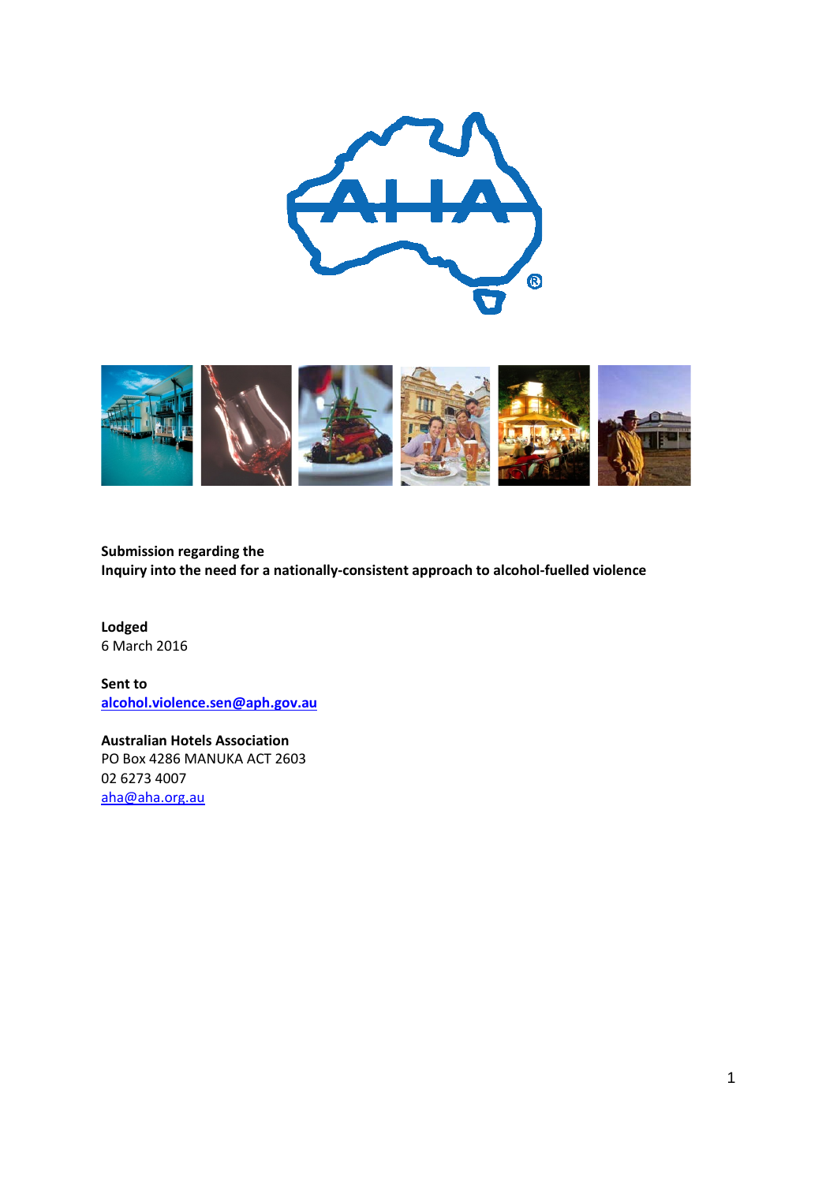**Submission regarding the**
**Inquiry into the need for a nationally-consistent approach to alcohol-fuelled violence**

**Lodged**
6 March 2016

**Sent to**
[alcohol.violence.sen@aph.gov.au](mailto:alcohol.violence.sen@aph.gov.au)

**Australian Hotels Association**
PO Box 4286 MANUKA ACT 2603
02 6273 4007
[aha@aha.org.au](mailto:aha@aha.org.au)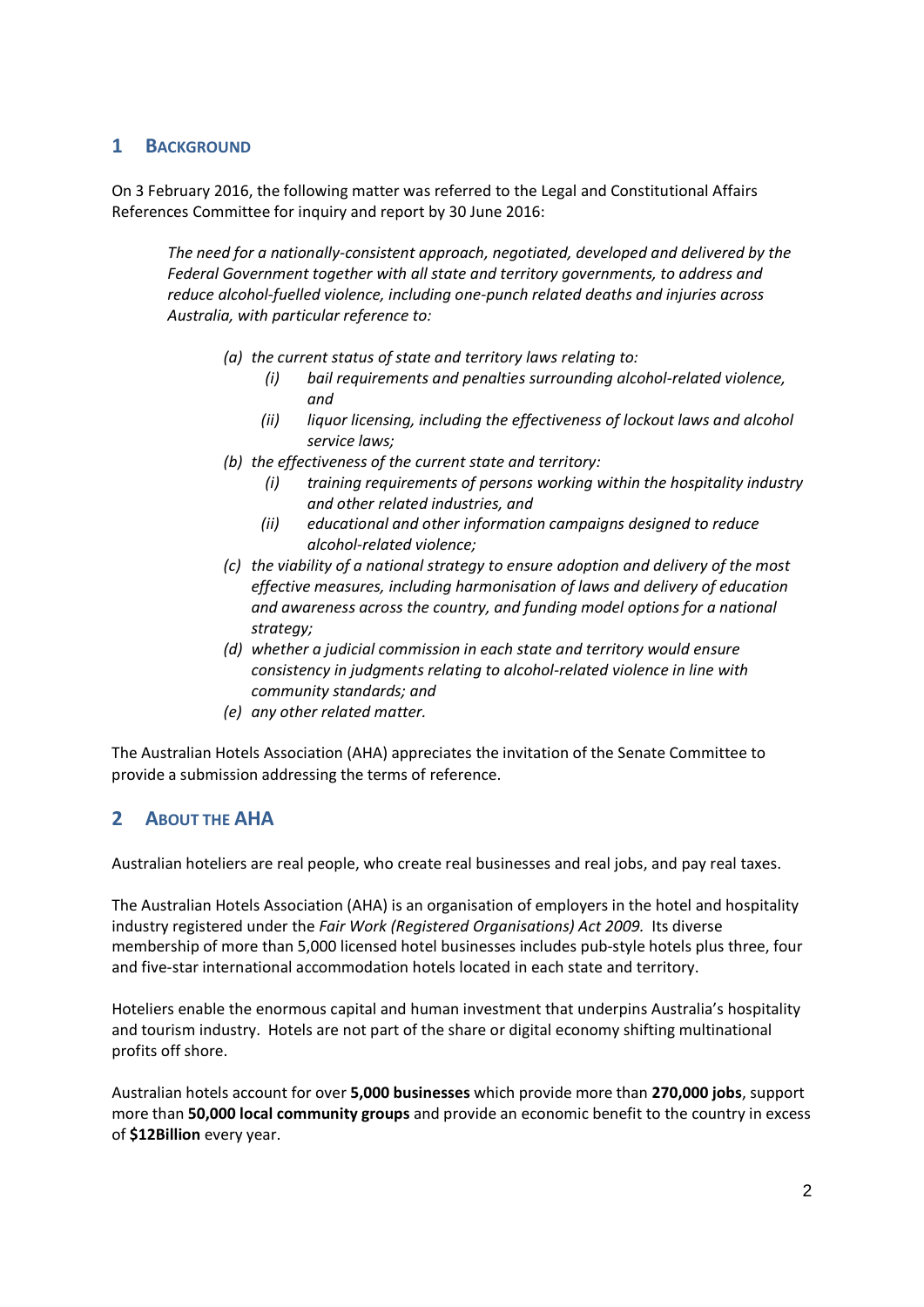## 1 Background

On 3 February 2016, the following matter was referred to the Legal and Constitutional Affairs References Committee for inquiry and report by 30 June 2016:

> *The need for a nationally-consistent approach, negotiated, developed and delivered by the Federal Government together with all state and territory governments, to address and reduce alcohol-fuelled violence, including one-punch related deaths and injuries across Australia, with particular reference to:*
>
> *(a) the current status of state and territory laws relating to:*
> - *(i) bail requirements and penalties surrounding alcohol-related violence, and*
> - *(ii) liquor licensing, including the effectiveness of lockout laws and alcohol service laws;*
>
> *(b) the effectiveness of the current state and territory:*
> - *(i) training requirements of persons working within the hospitality industry and other related industries, and*
> - *(ii) educational and other information campaigns designed to reduce alcohol-related violence;*
>
> *(c) the viability of a national strategy to ensure adoption and delivery of the most effective measures, including harmonisation of laws and delivery of education and awareness across the country, and funding model options for a national strategy;*
>
> *(d) whether a judicial commission in each state and territory would ensure consistency in judgments relating to alcohol-related violence in line with community standards; and*
>
> *(e) any other related matter.*

The Australian Hotels Association (AHA) appreciates the invitation of the Senate Committee to provide a submission addressing the terms of reference.

## 2 About the AHA

Australian hoteliers are real people, who create real businesses and real jobs, and pay real taxes.

The Australian Hotels Association (AHA) is an organisation of employers in the hotel and hospitality industry registered under the *Fair Work (Registered Organisations) Act 2009.* Its diverse membership of more than 5,000 licensed hotel businesses includes pub-style hotels plus three, four and five-star international accommodation hotels located in each state and territory.

Hoteliers enable the enormous capital and human investment that underpins Australia's hospitality and tourism industry. Hotels are not part of the share or digital economy shifting multinational profits off shore.

Australian hotels account for over **5,000 businesses** which provide more than **270,000 jobs**, support more than **50,000 local community groups** and provide an economic benefit to the country in excess of **$12Billion** every year.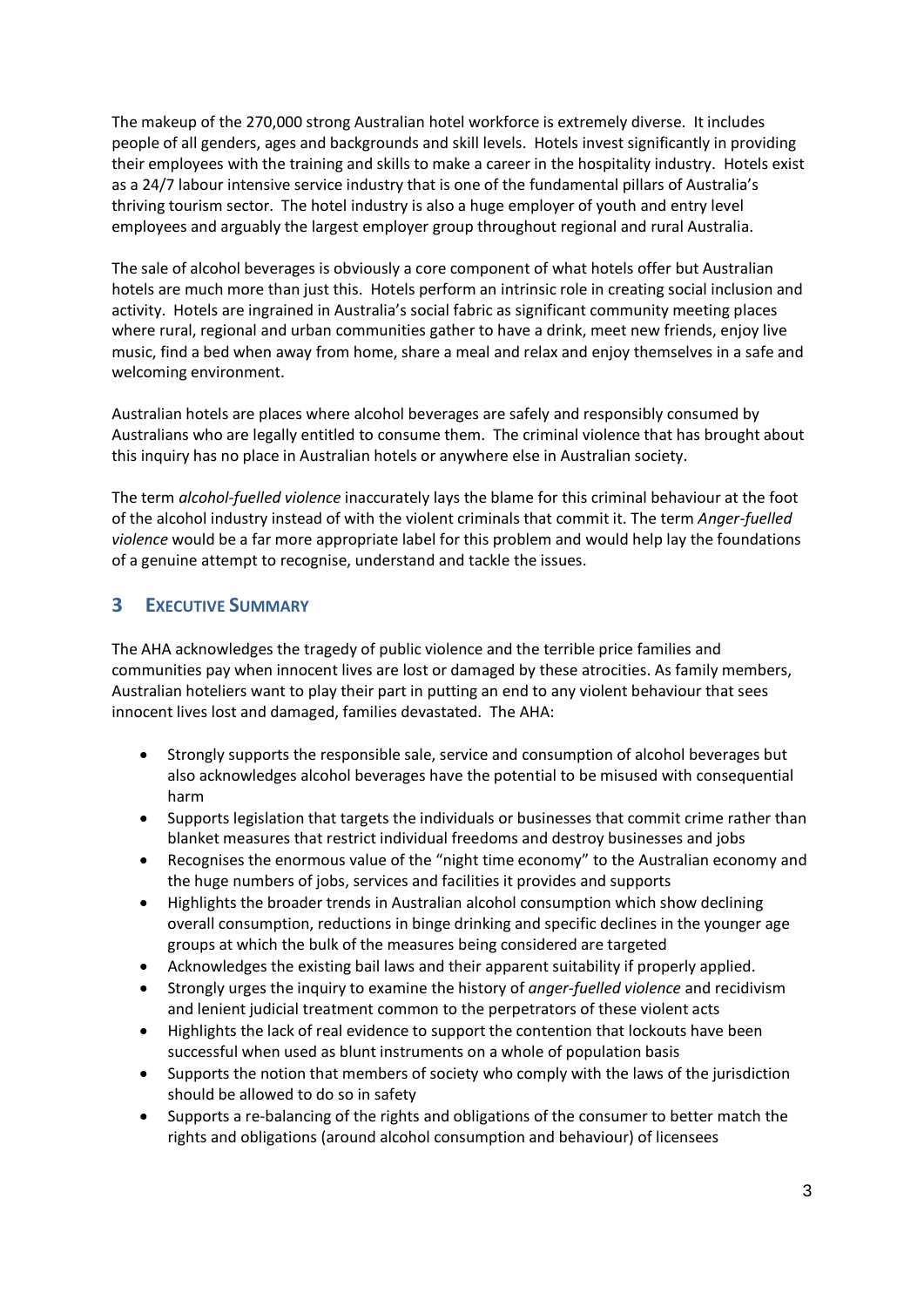The makeup of the 270,000 strong Australian hotel workforce is extremely diverse. It includes people of all genders, ages and backgrounds and skill levels. Hotels invest significantly in providing their employees with the training and skills to make a career in the hospitality industry. Hotels exist as a 24/7 labour intensive service industry that is one of the fundamental pillars of Australia's thriving tourism sector. The hotel industry is also a huge employer of youth and entry level employees and arguably the largest employer group throughout regional and rural Australia.

The sale of alcohol beverages is obviously a core component of what hotels offer but Australian hotels are much more than just this. Hotels perform an intrinsic role in creating social inclusion and activity. Hotels are ingrained in Australia's social fabric as significant community meeting places where rural, regional and urban communities gather to have a drink, meet new friends, enjoy live music, find a bed when away from home, share a meal and relax and enjoy themselves in a safe and welcoming environment.

Australian hotels are places where alcohol beverages are safely and responsibly consumed by Australians who are legally entitled to consume them. The criminal violence that has brought about this inquiry has no place in Australian hotels or anywhere else in Australian society.

The term *alcohol-fuelled violence* inaccurately lays the blame for this criminal behaviour at the foot of the alcohol industry instead of with the violent criminals that commit it. The term *Anger-fuelled violence* would be a far more appropriate label for this problem and would help lay the foundations of a genuine attempt to recognise, understand and tackle the issues.

## 3 EXECUTIVE SUMMARY

The AHA acknowledges the tragedy of public violence and the terrible price families and communities pay when innocent lives are lost or damaged by these atrocities. As family members, Australian hoteliers want to play their part in putting an end to any violent behaviour that sees innocent lives lost and damaged, families devastated. The AHA:

- Strongly supports the responsible sale, service and consumption of alcohol beverages but also acknowledges alcohol beverages have the potential to be misused with consequential harm
- Supports legislation that targets the individuals or businesses that commit crime rather than blanket measures that restrict individual freedoms and destroy businesses and jobs
- Recognises the enormous value of the "night time economy" to the Australian economy and the huge numbers of jobs, services and facilities it provides and supports
- Highlights the broader trends in Australian alcohol consumption which show declining overall consumption, reductions in binge drinking and specific declines in the younger age groups at which the bulk of the measures being considered are targeted
- Acknowledges the existing bail laws and their apparent suitability if properly applied.
- Strongly urges the inquiry to examine the history of *anger-fuelled violence* and recidivism and lenient judicial treatment common to the perpetrators of these violent acts
- Highlights the lack of real evidence to support the contention that lockouts have been successful when used as blunt instruments on a whole of population basis
- Supports the notion that members of society who comply with the laws of the jurisdiction should be allowed to do so in safety
- Supports a re-balancing of the rights and obligations of the consumer to better match the rights and obligations (around alcohol consumption and behaviour) of licensees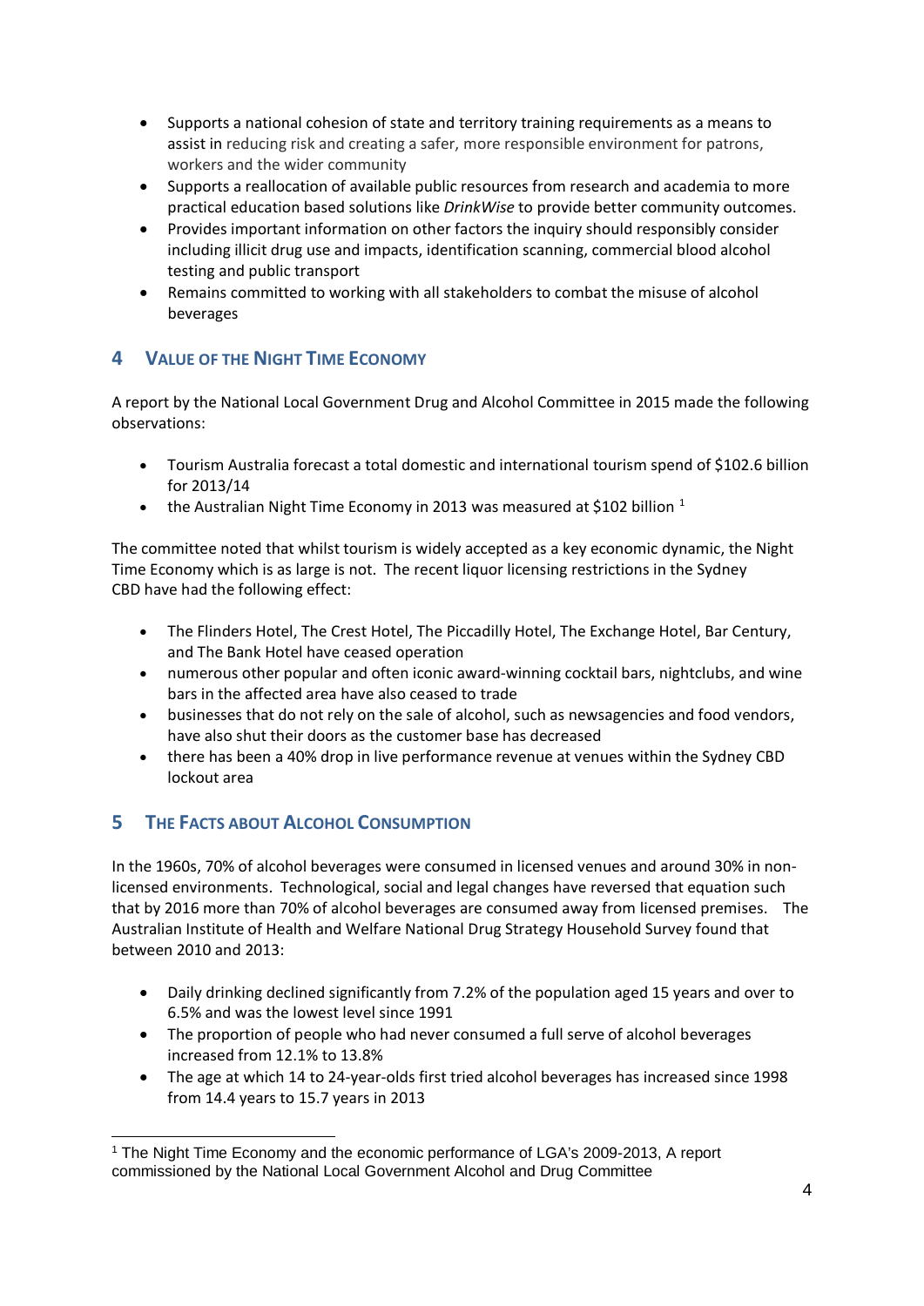- Supports a national cohesion of state and territory training requirements as a means to assist in reducing risk and creating a safer, more responsible environment for patrons, workers and the wider community
- Supports a reallocation of available public resources from research and academia to more practical education based solutions like *DrinkWise* to provide better community outcomes.
- Provides important information on other factors the inquiry should responsibly consider including illicit drug use and impacts, identification scanning, commercial blood alcohol testing and public transport
- Remains committed to working with all stakeholders to combat the misuse of alcohol beverages

## 4 VALUE OF THE NIGHT TIME ECONOMY

A report by the National Local Government Drug and Alcohol Committee in 2015 made the following observations:

- Tourism Australia forecast a total domestic and international tourism spend of $102.6 billion for 2013/14
- the Australian Night Time Economy in 2013 was measured at $102 billion [1]

The committee noted that whilst tourism is widely accepted as a key economic dynamic, the Night Time Economy which is as large is not. The recent liquor licensing restrictions in the Sydney CBD have had the following effect:

- The Flinders Hotel, The Crest Hotel, The Piccadilly Hotel, The Exchange Hotel, Bar Century, and The Bank Hotel have ceased operation
- numerous other popular and often iconic award-winning cocktail bars, nightclubs, and wine bars in the affected area have also ceased to trade
- businesses that do not rely on the sale of alcohol, such as newsagencies and food vendors, have also shut their doors as the customer base has decreased
- there has been a 40% drop in live performance revenue at venues within the Sydney CBD lockout area

## 5 THE FACTS ABOUT ALCOHOL CONSUMPTION

In the 1960s, 70% of alcohol beverages were consumed in licensed venues and around 30% in non-licensed environments. Technological, social and legal changes have reversed that equation such that by 2016 more than 70% of alcohol beverages are consumed away from licensed premises. The Australian Institute of Health and Welfare National Drug Strategy Household Survey found that between 2010 and 2013:

- Daily drinking declined significantly from 7.2% of the population aged 15 years and over to 6.5% and was the lowest level since 1991
- The proportion of people who had never consumed a full serve of alcohol beverages increased from 12.1% to 13.8%
- The age at which 14 to 24-year-olds first tried alcohol beverages has increased since 1998 from 14.4 years to 15.7 years in 2013

[1] The Night Time Economy and the economic performance of LGA's 2009-2013, A report commissioned by the National Local Government Alcohol and Drug Committee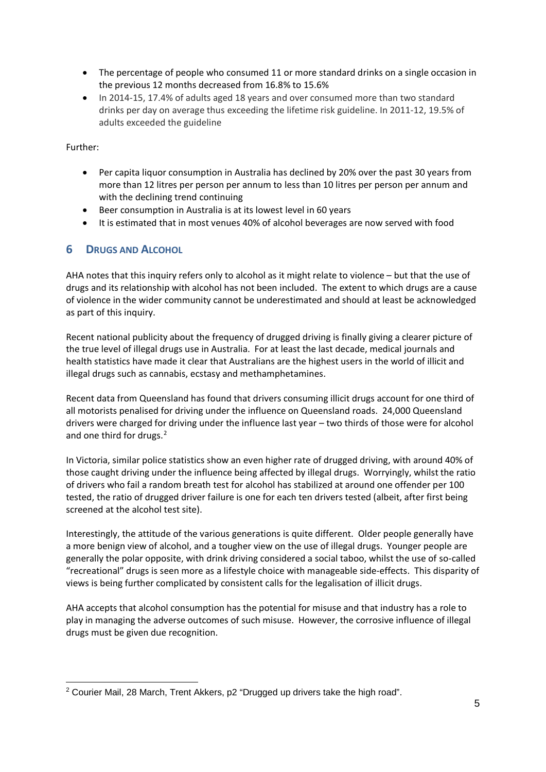- The percentage of people who consumed 11 or more standard drinks on a single occasion in the previous 12 months decreased from 16.8% to 15.6%
- In 2014-15, 17.4% of adults aged 18 years and over consumed more than two standard drinks per day on average thus exceeding the lifetime risk guideline. In 2011-12, 19.5% of adults exceeded the guideline

Further:

- Per capita liquor consumption in Australia has declined by 20% over the past 30 years from more than 12 litres per person per annum to less than 10 litres per person per annum and with the declining trend continuing
- Beer consumption in Australia is at its lowest level in 60 years
- It is estimated that in most venues 40% of alcohol beverages are now served with food

## 6 DRUGS AND ALCOHOL

AHA notes that this inquiry refers only to alcohol as it might relate to violence – but that the use of drugs and its relationship with alcohol has not been included. The extent to which drugs are a cause of violence in the wider community cannot be underestimated and should at least be acknowledged as part of this inquiry.

Recent national publicity about the frequency of drugged driving is finally giving a clearer picture of the true level of illegal drugs use in Australia. For at least the last decade, medical journals and health statistics have made it clear that Australians are the highest users in the world of illicit and illegal drugs such as cannabis, ecstasy and methamphetamines.

Recent data from Queensland has found that drivers consuming illicit drugs account for one third of all motorists penalised for driving under the influence on Queensland roads. 24,000 Queensland drivers were charged for driving under the influence last year – two thirds of those were for alcohol and one third for drugs.[2]

In Victoria, similar police statistics show an even higher rate of drugged driving, with around 40% of those caught driving under the influence being affected by illegal drugs. Worryingly, whilst the ratio of drivers who fail a random breath test for alcohol has stabilized at around one offender per 100 tested, the ratio of drugged driver failure is one for each ten drivers tested (albeit, after first being screened at the alcohol test site).

Interestingly, the attitude of the various generations is quite different. Older people generally have a more benign view of alcohol, and a tougher view on the use of illegal drugs. Younger people are generally the polar opposite, with drink driving considered a social taboo, whilst the use of so-called "recreational" drugs is seen more as a lifestyle choice with manageable side-effects. This disparity of views is being further complicated by consistent calls for the legalisation of illicit drugs.

AHA accepts that alcohol consumption has the potential for misuse and that industry has a role to play in managing the adverse outcomes of such misuse. However, the corrosive influence of illegal drugs must be given due recognition.

[2] Courier Mail, 28 March, Trent Akkers, p2 "Drugged up drivers take the high road".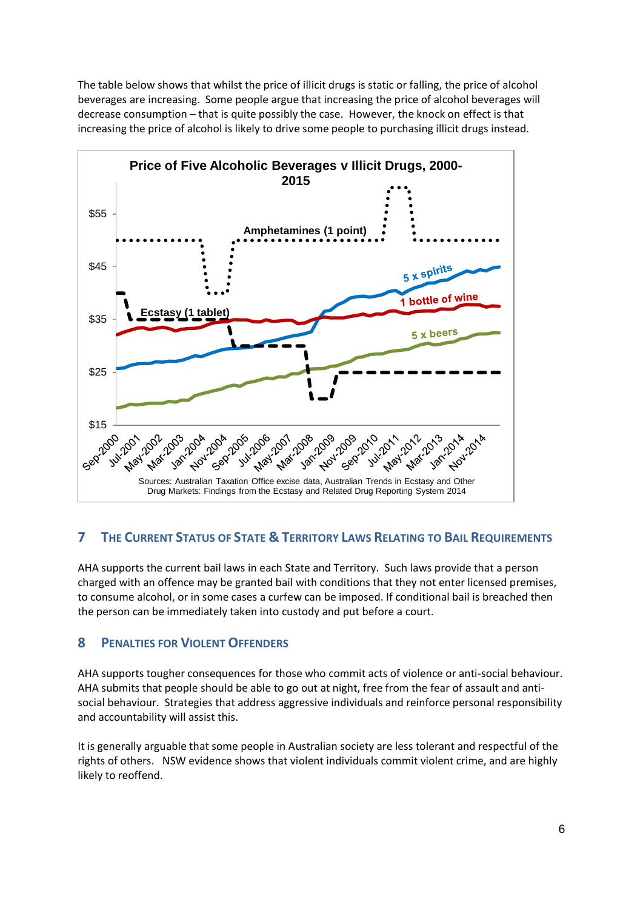The table below shows that whilst the price of illicit drugs is static or falling, the price of alcohol beverages are increasing. Some people argue that increasing the price of alcohol beverages will decrease consumption – that is quite possibly the case. However, the knock on effect is that increasing the price of alcohol is likely to drive some people to purchasing illicit drugs instead.

**Price of Five Alcoholic Beverages v Illicit Drugs, 2000-2015**

Sources: Australian Taxation Office excise data, Australian Trends in Ecstasy and Other Drug Markets: Findings from the Ecstasy and Related Drug Reporting System 2014

## 7 The Current Status of State & Territory Laws Relating to Bail Requirements

AHA supports the current bail laws in each State and Territory. Such laws provide that a person charged with an offence may be granted bail with conditions that they not enter licensed premises, to consume alcohol, or in some cases a curfew can be imposed. If conditional bail is breached then the person can be immediately taken into custody and put before a court.

## 8 Penalties for Violent Offenders

AHA supports tougher consequences for those who commit acts of violence or anti-social behaviour. AHA submits that people should be able to go out at night, free from the fear of assault and anti-social behaviour. Strategies that address aggressive individuals and reinforce personal responsibility and accountability will assist this.

It is generally arguable that some people in Australian society are less tolerant and respectful of the rights of others. NSW evidence shows that violent individuals commit violent crime, and are highly likely to reoffend.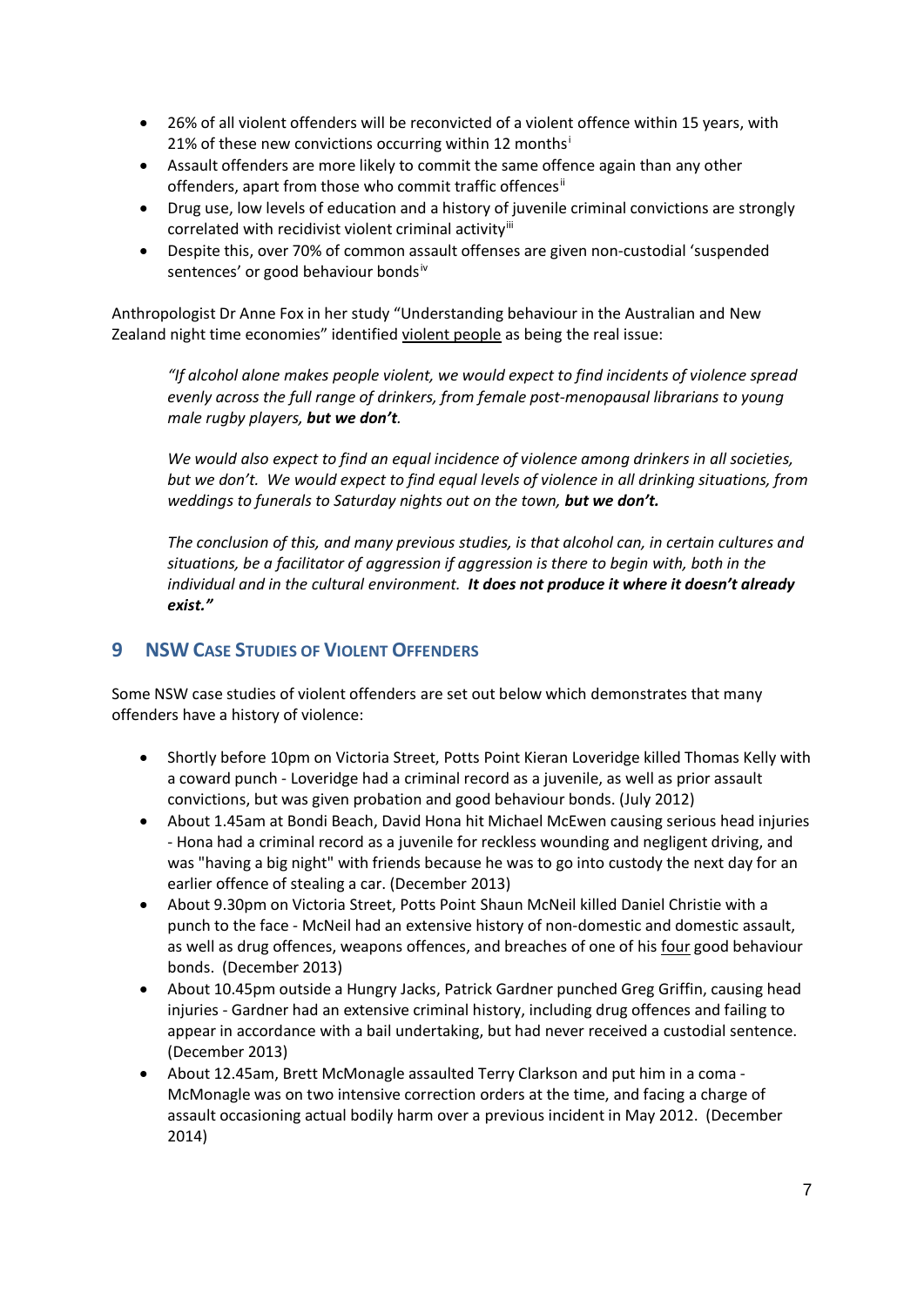- 26% of all violent offenders will be reconvicted of a violent offence within 15 years, with 21% of these new convictions occurring within 12 months[i]
- Assault offenders are more likely to commit the same offence again than any other offenders, apart from those who commit traffic offences[ii]
- Drug use, low levels of education and a history of juvenile criminal convictions are strongly correlated with recidivist violent criminal activity[iii]
- Despite this, over 70% of common assault offenses are given non-custodial 'suspended sentences' or good behaviour bonds[iv]

Anthropologist Dr Anne Fox in her study "Understanding behaviour in the Australian and New Zealand night time economies" identified <u>violent people</u> as being the real issue:

> *"If alcohol alone makes people violent, we would expect to find incidents of violence spread evenly across the full range of drinkers, from female post-menopausal librarians to young male rugby players, **but we don't**.*
>
> *We would also expect to find an equal incidence of violence among drinkers in all societies, but we don't. We would expect to find equal levels of violence in all drinking situations, from weddings to funerals to Saturday nights out on the town, **but we don't.***
>
> *The conclusion of this, and many previous studies, is that alcohol can, in certain cultures and situations, be a facilitator of aggression if aggression is there to begin with, both in the individual and in the cultural environment. **It does not produce it where it doesn't already exist."***

## 9 NSW Case Studies of Violent Offenders

Some NSW case studies of violent offenders are set out below which demonstrates that many offenders have a history of violence:

- Shortly before 10pm on Victoria Street, Potts Point Kieran Loveridge killed Thomas Kelly with a coward punch - Loveridge had a criminal record as a juvenile, as well as prior assault convictions, but was given probation and good behaviour bonds. (July 2012)
- About 1.45am at Bondi Beach, David Hona hit Michael McEwen causing serious head injuries - Hona had a criminal record as a juvenile for reckless wounding and negligent driving, and was "having a big night" with friends because he was to go into custody the next day for an earlier offence of stealing a car. (December 2013)
- About 9.30pm on Victoria Street, Potts Point Shaun McNeil killed Daniel Christie with a punch to the face - McNeil had an extensive history of non-domestic and domestic assault, as well as drug offences, weapons offences, and breaches of one of his <u>four</u> good behaviour bonds. (December 2013)
- About 10.45pm outside a Hungry Jacks, Patrick Gardner punched Greg Griffin, causing head injuries - Gardner had an extensive criminal history, including drug offences and failing to appear in accordance with a bail undertaking, but had never received a custodial sentence. (December 2013)
- About 12.45am, Brett McMonagle assaulted Terry Clarkson and put him in a coma - McMonagle was on two intensive correction orders at the time, and facing a charge of assault occasioning actual bodily harm over a previous incident in May 2012. (December 2014)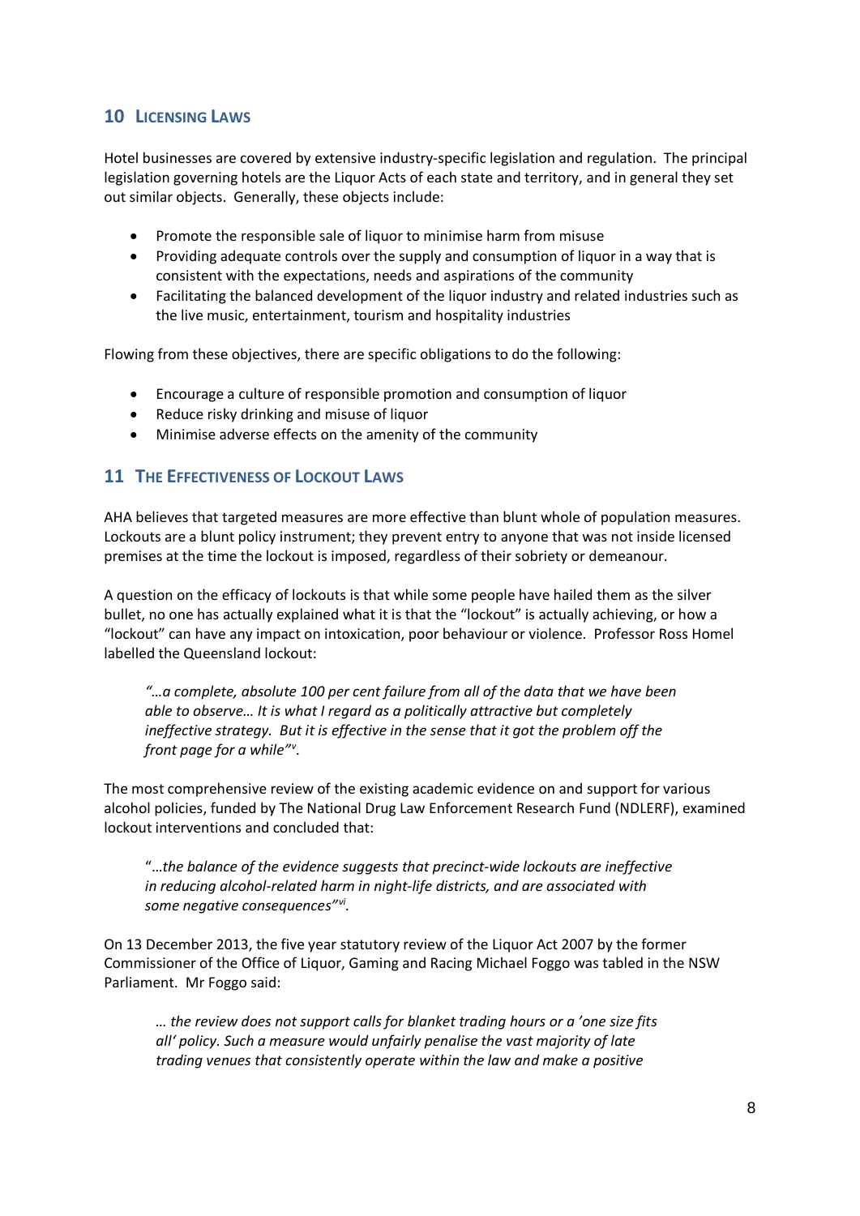## 10 Licensing Laws

Hotel businesses are covered by extensive industry-specific legislation and regulation. The principal legislation governing hotels are the Liquor Acts of each state and territory, and in general they set out similar objects. Generally, these objects include:

- Promote the responsible sale of liquor to minimise harm from misuse
- Providing adequate controls over the supply and consumption of liquor in a way that is consistent with the expectations, needs and aspirations of the community
- Facilitating the balanced development of the liquor industry and related industries such as the live music, entertainment, tourism and hospitality industries

Flowing from these objectives, there are specific obligations to do the following:

- Encourage a culture of responsible promotion and consumption of liquor
- Reduce risky drinking and misuse of liquor
- Minimise adverse effects on the amenity of the community

## 11 The Effectiveness of Lockout Laws

AHA believes that targeted measures are more effective than blunt whole of population measures. Lockouts are a blunt policy instrument; they prevent entry to anyone that was not inside licensed premises at the time the lockout is imposed, regardless of their sobriety or demeanour.

A question on the efficacy of lockouts is that while some people have hailed them as the silver bullet, no one has actually explained what it is that the "lockout" is actually achieving, or how a "lockout" can have any impact on intoxication, poor behaviour or violence. Professor Ross Homel labelled the Queensland lockout:

> *"…a complete, absolute 100 per cent failure from all of the data that we have been able to observe… It is what I regard as a politically attractive but completely ineffective strategy. But it is effective in the sense that it got the problem off the front page for a while"*[v].

The most comprehensive review of the existing academic evidence on and support for various alcohol policies, funded by The National Drug Law Enforcement Research Fund (NDLERF), examined lockout interventions and concluded that:

> "*…the balance of the evidence suggests that precinct-wide lockouts are ineffective in reducing alcohol-related harm in night-life districts, and are associated with some negative consequences"*[vi].

On 13 December 2013, the five year statutory review of the Liquor Act 2007 by the former Commissioner of the Office of Liquor, Gaming and Racing Michael Foggo was tabled in the NSW Parliament. Mr Foggo said:

> *… the review does not support calls for blanket trading hours or a 'one size fits all' policy. Such a measure would unfairly penalise the vast majority of late trading venues that consistently operate within the law and make a positive*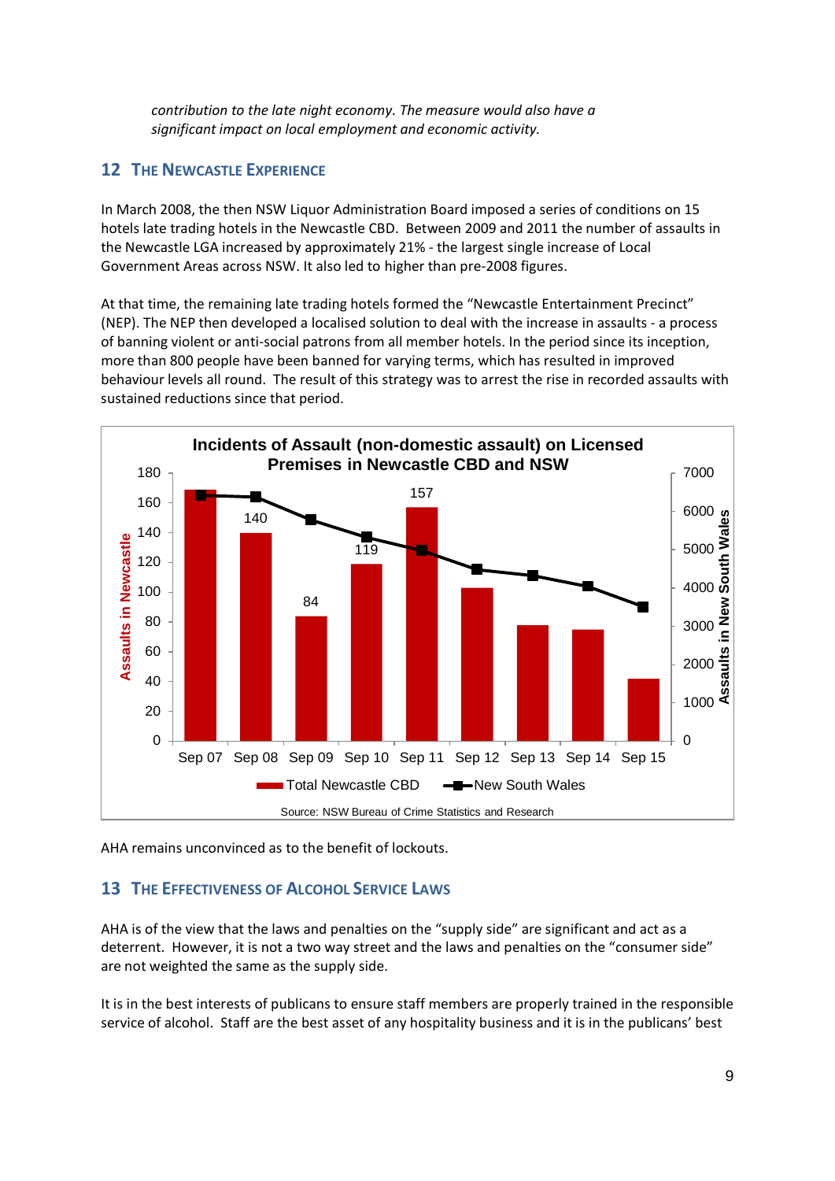*contribution to the late night economy. The measure would also have a significant impact on local employment and economic activity.*

## 12 The Newcastle Experience

In March 2008, the then NSW Liquor Administration Board imposed a series of conditions on 15 hotels late trading hotels in the Newcastle CBD. Between 2009 and 2011 the number of assaults in the Newcastle LGA increased by approximately 21% - the largest single increase of Local Government Areas across NSW. It also led to higher than pre-2008 figures.

At that time, the remaining late trading hotels formed the "Newcastle Entertainment Precinct" (NEP). The NEP then developed a localised solution to deal with the increase in assaults - a process of banning violent or anti-social patrons from all member hotels. In the period since its inception, more than 800 people have been banned for varying terms, which has resulted in improved behaviour levels all round. The result of this strategy was to arrest the rise in recorded assaults with sustained reductions since that period.

**Incidents of Assault (non-domestic assault) on Licensed Premises in Newcastle CBD and NSW**

| | Sep 07 | Sep 08 | Sep 09 | Sep 10 | Sep 11 | Sep 12 | Sep 13 | Sep 14 | Sep 15 |
|---|---|---|---|---|---|---|---|---|---|
| Total Newcastle CBD | | 140 | 84 | 119 | 157 | | | | |

Axes: Assaults in Newcastle (0–180); Assaults in New South Wales (0–7000). Legend: Total Newcastle CBD; New South Wales.

Source: NSW Bureau of Crime Statistics and Research

AHA remains unconvinced as to the benefit of lockouts.

## 13 The Effectiveness of Alcohol Service Laws

AHA is of the view that the laws and penalties on the "supply side" are significant and act as a deterrent. However, it is not a two way street and the laws and penalties on the "consumer side" are not weighted the same as the supply side.

It is in the best interests of publicans to ensure staff members are properly trained in the responsible service of alcohol. Staff are the best asset of any hospitality business and it is in the publicans' best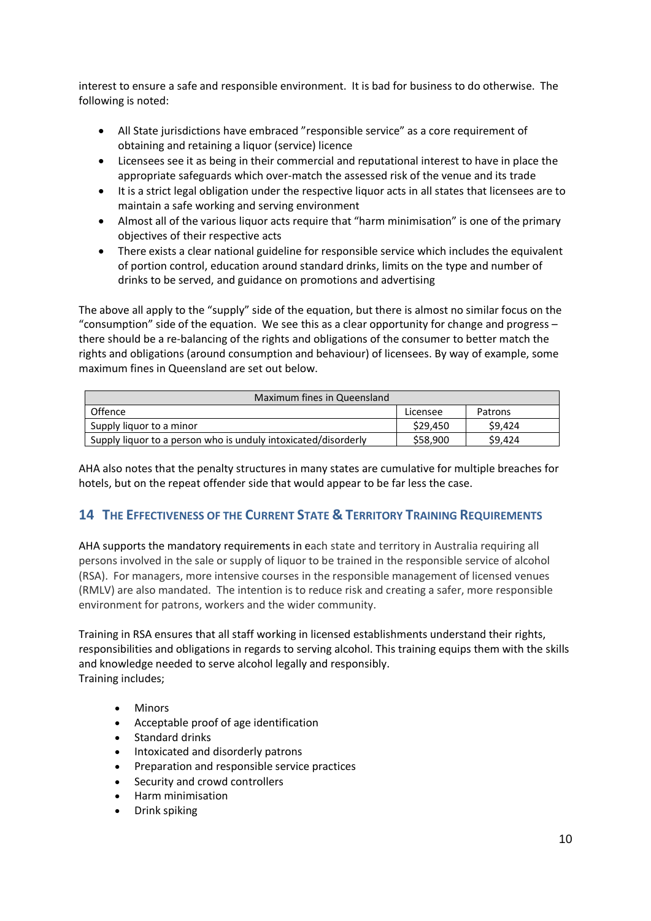interest to ensure a safe and responsible environment. It is bad for business to do otherwise. The following is noted:

- All State jurisdictions have embraced "responsible service" as a core requirement of obtaining and retaining a liquor (service) licence
- Licensees see it as being in their commercial and reputational interest to have in place the appropriate safeguards which over-match the assessed risk of the venue and its trade
- It is a strict legal obligation under the respective liquor acts in all states that licensees are to maintain a safe working and serving environment
- Almost all of the various liquor acts require that "harm minimisation" is one of the primary objectives of their respective acts
- There exists a clear national guideline for responsible service which includes the equivalent of portion control, education around standard drinks, limits on the type and number of drinks to be served, and guidance on promotions and advertising

The above all apply to the "supply" side of the equation, but there is almost no similar focus on the "consumption" side of the equation. We see this as a clear opportunity for change and progress – there should be a re-balancing of the rights and obligations of the consumer to better match the rights and obligations (around consumption and behaviour) of licensees. By way of example, some maximum fines in Queensland are set out below.

| Maximum fines in Queensland | | |
|---|---|---|
| Offence | Licensee | Patrons |
| Supply liquor to a minor | $29,450 | $9,424 |
| Supply liquor to a person who is unduly intoxicated/disorderly | $58,900 | $9,424 |

AHA also notes that the penalty structures in many states are cumulative for multiple breaches for hotels, but on the repeat offender side that would appear to be far less the case.

## 14 The Effectiveness of the Current State & Territory Training Requirements

AHA supports the mandatory requirements in each state and territory in Australia requiring all persons involved in the sale or supply of liquor to be trained in the responsible service of alcohol (RSA). For managers, more intensive courses in the responsible management of licensed venues (RMLV) are also mandated. The intention is to reduce risk and creating a safer, more responsible environment for patrons, workers and the wider community.

Training in RSA ensures that all staff working in licensed establishments understand their rights, responsibilities and obligations in regards to serving alcohol. This training equips them with the skills and knowledge needed to serve alcohol legally and responsibly.
Training includes;

- Minors
- Acceptable proof of age identification
- Standard drinks
- Intoxicated and disorderly patrons
- Preparation and responsible service practices
- Security and crowd controllers
- Harm minimisation
- Drink spiking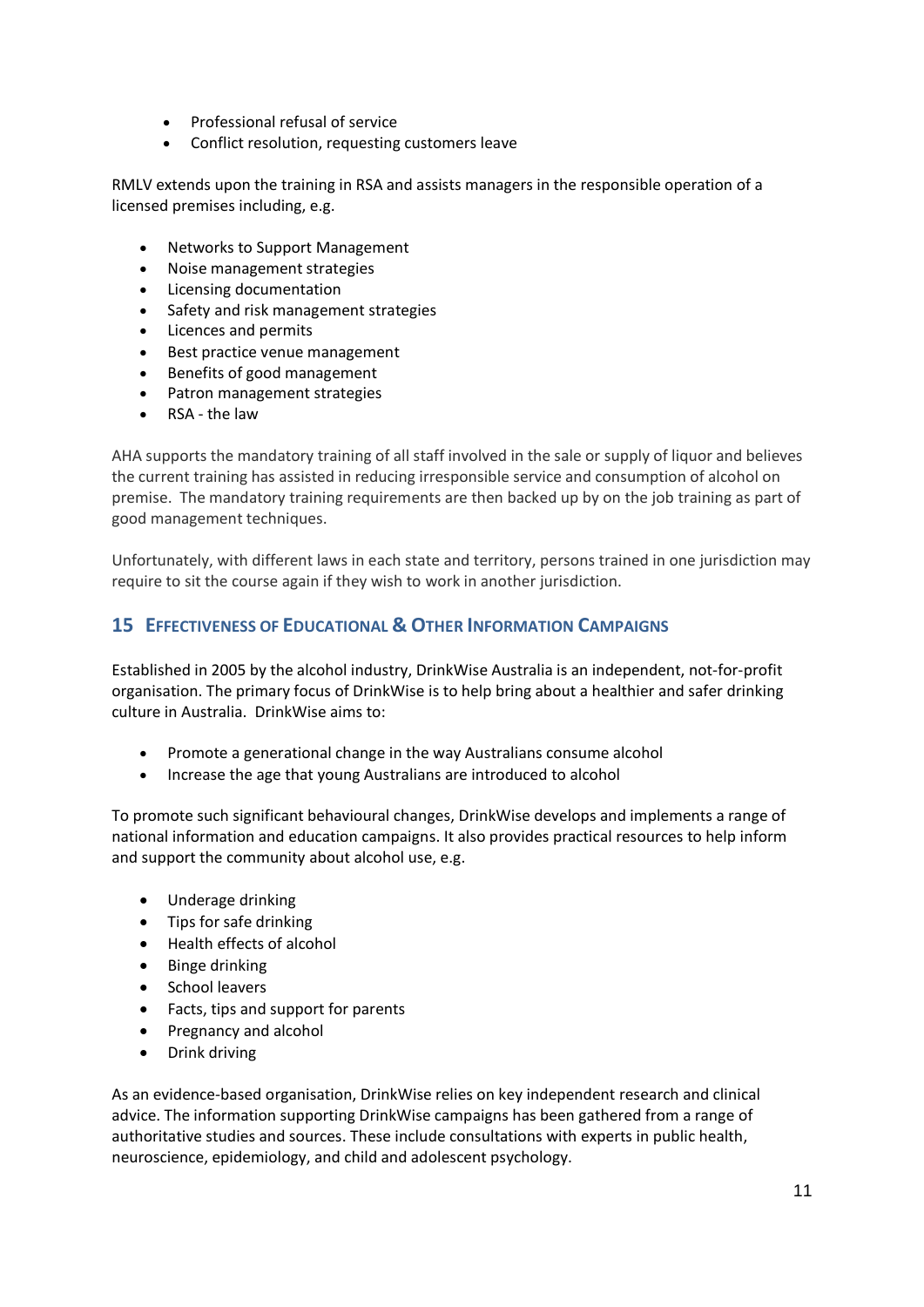- Professional refusal of service
- Conflict resolution, requesting customers leave

RMLV extends upon the training in RSA and assists managers in the responsible operation of a licensed premises including, e.g.

- Networks to Support Management
- Noise management strategies
- Licensing documentation
- Safety and risk management strategies
- Licences and permits
- Best practice venue management
- Benefits of good management
- Patron management strategies
- RSA - the law

AHA supports the mandatory training of all staff involved in the sale or supply of liquor and believes the current training has assisted in reducing irresponsible service and consumption of alcohol on premise. The mandatory training requirements are then backed up by on the job training as part of good management techniques.

Unfortunately, with different laws in each state and territory, persons trained in one jurisdiction may require to sit the course again if they wish to work in another jurisdiction.

## 15 Effectiveness of Educational & Other Information Campaigns

Established in 2005 by the alcohol industry, DrinkWise Australia is an independent, not-for-profit organisation. The primary focus of DrinkWise is to help bring about a healthier and safer drinking culture in Australia. DrinkWise aims to:

- Promote a generational change in the way Australians consume alcohol
- Increase the age that young Australians are introduced to alcohol

To promote such significant behavioural changes, DrinkWise develops and implements a range of national information and education campaigns. It also provides practical resources to help inform and support the community about alcohol use, e.g.

- Underage drinking
- Tips for safe drinking
- Health effects of alcohol
- Binge drinking
- School leavers
- Facts, tips and support for parents
- Pregnancy and alcohol
- Drink driving

As an evidence-based organisation, DrinkWise relies on key independent research and clinical advice. The information supporting DrinkWise campaigns has been gathered from a range of authoritative studies and sources. These include consultations with experts in public health, neuroscience, epidemiology, and child and adolescent psychology.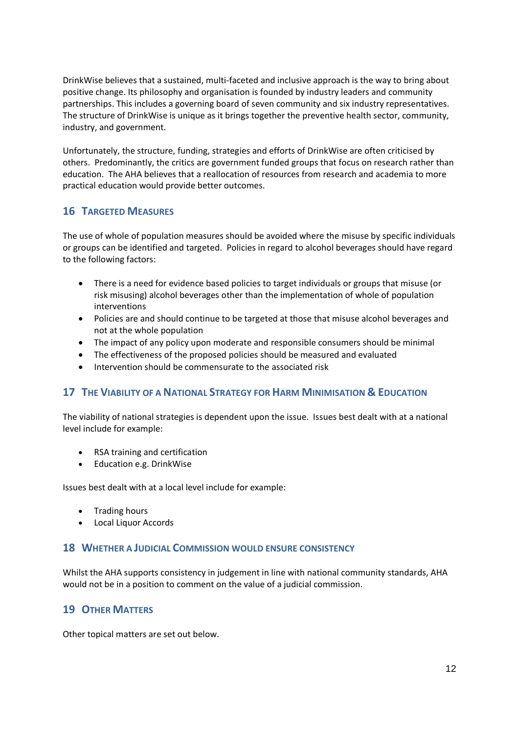DrinkWise believes that a sustained, multi-faceted and inclusive approach is the way to bring about positive change. Its philosophy and organisation is founded by industry leaders and community partnerships. This includes a governing board of seven community and six industry representatives. The structure of DrinkWise is unique as it brings together the preventive health sector, community, industry, and government.

Unfortunately, the structure, funding, strategies and efforts of DrinkWise are often criticised by others. Predominantly, the critics are government funded groups that focus on research rather than education. The AHA believes that a reallocation of resources from research and academia to more practical education would provide better outcomes.

## 16 Targeted Measures

The use of whole of population measures should be avoided where the misuse by specific individuals or groups can be identified and targeted. Policies in regard to alcohol beverages should have regard to the following factors:

- There is a need for evidence based policies to target individuals or groups that misuse (or risk misusing) alcohol beverages other than the implementation of whole of population interventions
- Policies are and should continue to be targeted at those that misuse alcohol beverages and not at the whole population
- The impact of any policy upon moderate and responsible consumers should be minimal
- The effectiveness of the proposed policies should be measured and evaluated
- Intervention should be commensurate to the associated risk

## 17 The Viability of a National Strategy for Harm Minimisation & Education

The viability of national strategies is dependent upon the issue. Issues best dealt with at a national level include for example:

- RSA training and certification
- Education e.g. DrinkWise

Issues best dealt with at a local level include for example:

- Trading hours
- Local Liquor Accords

## 18 Whether a Judicial Commission would ensure consistency

Whilst the AHA supports consistency in judgement in line with national community standards, AHA would not be in a position to comment on the value of a judicial commission.

## 19 Other Matters

Other topical matters are set out below.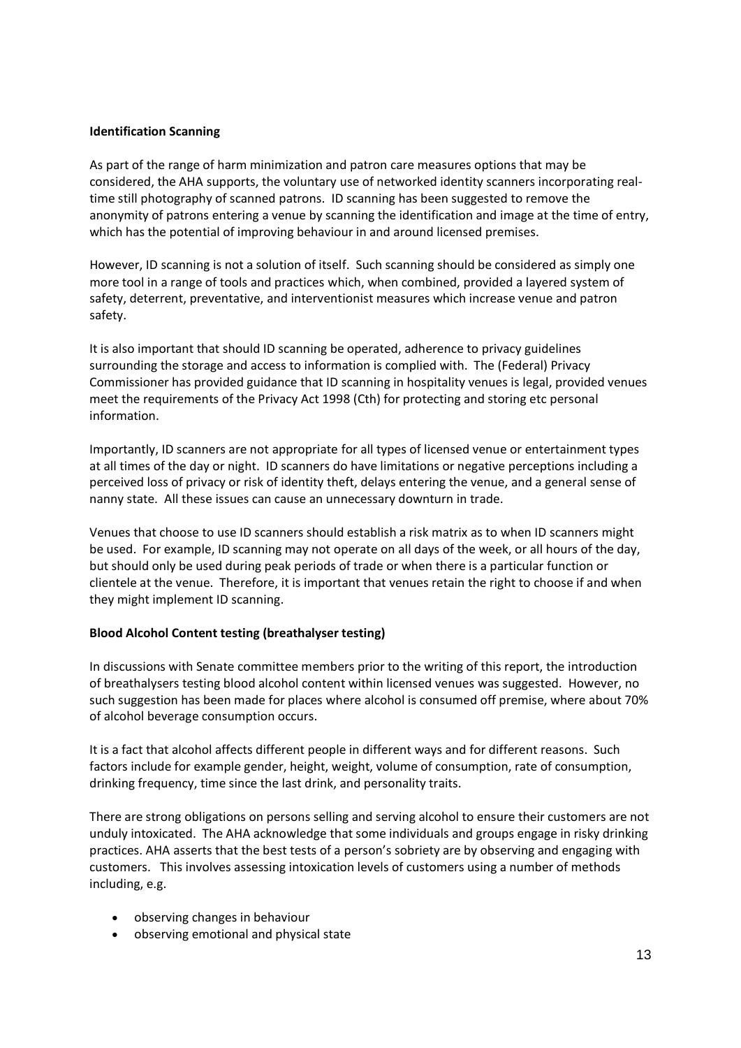**Identification Scanning**

As part of the range of harm minimization and patron care measures options that may be considered, the AHA supports, the voluntary use of networked identity scanners incorporating real-time still photography of scanned patrons. ID scanning has been suggested to remove the anonymity of patrons entering a venue by scanning the identification and image at the time of entry, which has the potential of improving behaviour in and around licensed premises.

However, ID scanning is not a solution of itself. Such scanning should be considered as simply one more tool in a range of tools and practices which, when combined, provided a layered system of safety, deterrent, preventative, and interventionist measures which increase venue and patron safety.

It is also important that should ID scanning be operated, adherence to privacy guidelines surrounding the storage and access to information is complied with. The (Federal) Privacy Commissioner has provided guidance that ID scanning in hospitality venues is legal, provided venues meet the requirements of the Privacy Act 1998 (Cth) for protecting and storing etc personal information.

Importantly, ID scanners are not appropriate for all types of licensed venue or entertainment types at all times of the day or night. ID scanners do have limitations or negative perceptions including a perceived loss of privacy or risk of identity theft, delays entering the venue, and a general sense of nanny state. All these issues can cause an unnecessary downturn in trade.

Venues that choose to use ID scanners should establish a risk matrix as to when ID scanners might be used. For example, ID scanning may not operate on all days of the week, or all hours of the day, but should only be used during peak periods of trade or when there is a particular function or clientele at the venue. Therefore, it is important that venues retain the right to choose if and when they might implement ID scanning.

**Blood Alcohol Content testing (breathalyser testing)**

In discussions with Senate committee members prior to the writing of this report, the introduction of breathalysers testing blood alcohol content within licensed venues was suggested. However, no such suggestion has been made for places where alcohol is consumed off premise, where about 70% of alcohol beverage consumption occurs.

It is a fact that alcohol affects different people in different ways and for different reasons. Such factors include for example gender, height, weight, volume of consumption, rate of consumption, drinking frequency, time since the last drink, and personality traits.

There are strong obligations on persons selling and serving alcohol to ensure their customers are not unduly intoxicated. The AHA acknowledge that some individuals and groups engage in risky drinking practices. AHA asserts that the best tests of a person's sobriety are by observing and engaging with customers. This involves assessing intoxication levels of customers using a number of methods including, e.g.

- observing changes in behaviour
- observing emotional and physical state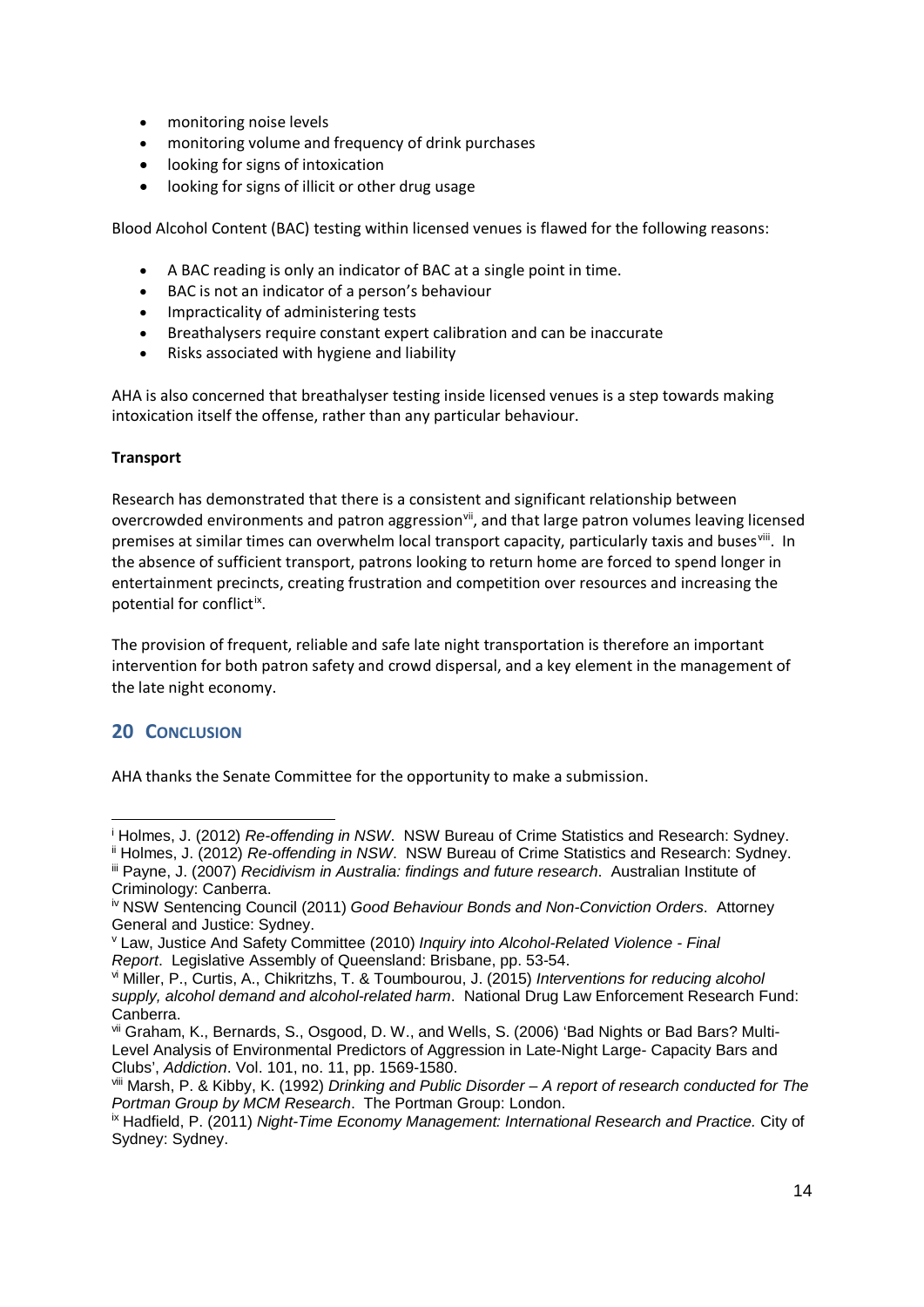- monitoring noise levels
- monitoring volume and frequency of drink purchases
- looking for signs of intoxication
- looking for signs of illicit or other drug usage

Blood Alcohol Content (BAC) testing within licensed venues is flawed for the following reasons:

- A BAC reading is only an indicator of BAC at a single point in time.
- BAC is not an indicator of a person's behaviour
- Impracticality of administering tests
- Breathalysers require constant expert calibration and can be inaccurate
- Risks associated with hygiene and liability

AHA is also concerned that breathalyser testing inside licensed venues is a step towards making intoxication itself the offense, rather than any particular behaviour.

**Transport**

Research has demonstrated that there is a consistent and significant relationship between overcrowded environments and patron aggression[vii], and that large patron volumes leaving licensed premises at similar times can overwhelm local transport capacity, particularly taxis and buses[viii]. In the absence of sufficient transport, patrons looking to return home are forced to spend longer in entertainment precincts, creating frustration and competition over resources and increasing the potential for conflict[ix].

The provision of frequent, reliable and safe late night transportation is therefore an important intervention for both patron safety and crowd dispersal, and a key element in the management of the late night economy.

## 20 CONCLUSION

AHA thanks the Senate Committee for the opportunity to make a submission.

---

[i] Holmes, J. (2012) *Re-offending in NSW*. NSW Bureau of Crime Statistics and Research: Sydney.

[ii] Holmes, J. (2012) *Re-offending in NSW*. NSW Bureau of Crime Statistics and Research: Sydney.

[iii] Payne, J. (2007) *Recidivism in Australia: findings and future research*. Australian Institute of Criminology: Canberra.

[iv] NSW Sentencing Council (2011) *Good Behaviour Bonds and Non-Conviction Orders*. Attorney General and Justice: Sydney.

[v] Law, Justice And Safety Committee (2010) *Inquiry into Alcohol-Related Violence - Final Report*. Legislative Assembly of Queensland: Brisbane, pp. 53-54.

[vi] Miller, P., Curtis, A., Chikritzhs, T. & Toumbourou, J. (2015) *Interventions for reducing alcohol supply, alcohol demand and alcohol-related harm*. National Drug Law Enforcement Research Fund: Canberra.

[vii] Graham, K., Bernards, S., Osgood, D. W., and Wells, S. (2006) 'Bad Nights or Bad Bars? Multi-Level Analysis of Environmental Predictors of Aggression in Late-Night Large- Capacity Bars and Clubs', *Addiction*. Vol. 101, no. 11, pp. 1569-1580.

[viii] Marsh, P. & Kibby, K. (1992) *Drinking and Public Disorder – A report of research conducted for The Portman Group by MCM Research*. The Portman Group: London.

[ix] Hadfield, P. (2011) *Night-Time Economy Management: International Research and Practice.* City of Sydney: Sydney.